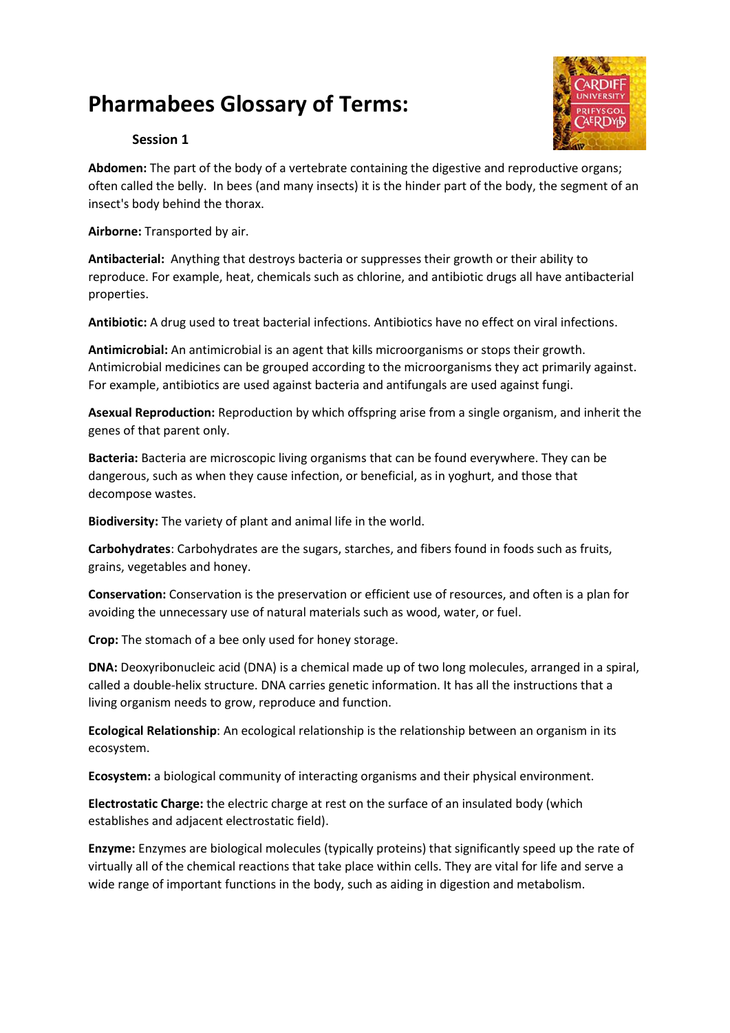# Pharmabees Glossary of Terms:

### Session 1

**Abdomen:** The part of the body of a vertebrate containing the digestive and reproductive organs; often called the belly. In bees (and many insects) it is the hinder part of the body, the segment of an insect's body behind the thorax.

**Airborne:** Transported by air.

**Antibacterial:** Anything that destroys bacteria or suppresses their growth or their ability to reproduce. For example, heat, chemicals such as chlorine, and antibiotic drugs all have antibacterial properties.

**Antibiotic:** A drug used to treat bacterial infections. Antibiotics have no effect on viral infections.

**Antimicrobial:** An antimicrobial is an agent that kills microorganisms or stops their growth. Antimicrobial medicines can be grouped according to the microorganisms they act primarily against. For example, antibiotics are used against bacteria and antifungals are used against fungi.

**Asexual Reproduction:** Reproduction by which offspring arise from a single organism, and inherit the genes of that parent only.

**Bacteria:** Bacteria are microscopic living organisms that can be found everywhere. They can be dangerous, such as when they cause infection, or beneficial, as in yoghurt, and those that decompose wastes.

**Biodiversity:** The variety of plant and animal life in the world.

**Carbohydrates**: Carbohydrates are the sugars, starches, and fibers found in foods such as fruits, grains, vegetables and honey.

**Conservation:** Conservation is the preservation or efficient use of resources, and often is a plan for avoiding the unnecessary use of natural materials such as wood, water, or fuel.

**Crop:** The stomach of a bee only used for honey storage.

**DNA:** Deoxyribonucleic acid (DNA) is a chemical made up of two long molecules, arranged in a spiral, called a double-helix structure. DNA carries genetic information. It has all the instructions that a living organism needs to grow, reproduce and function.

**Ecological Relationship**: An ecological relationship is the relationship between an organism in its ecosystem.

**Ecosystem:** a biological community of interacting organisms and their physical environment.

**Electrostatic Charge:** the electric charge at rest on the surface of an insulated body (which establishes and adjacent electrostatic field).

**Enzyme:** Enzymes are biological molecules (typically proteins) that significantly speed up the rate of virtually all of the chemical reactions that take place within cells. They are vital for life and serve a wide range of important functions in the body, such as aiding in digestion and metabolism.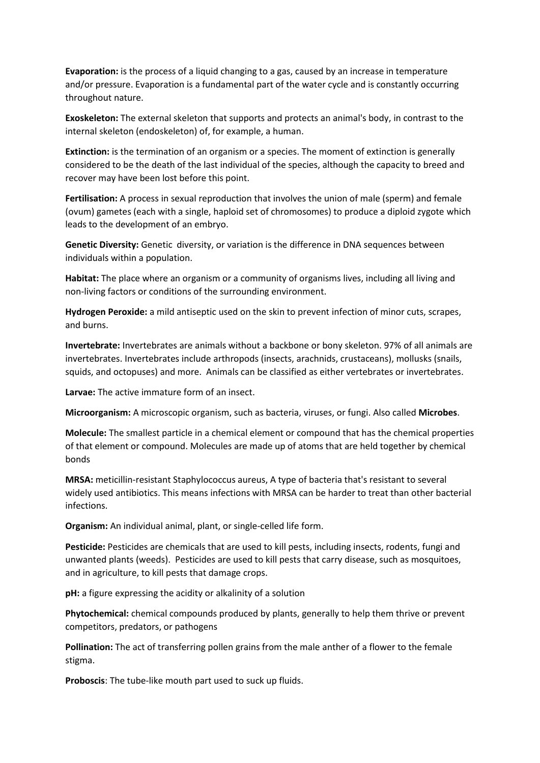**Evaporation:** is the process of a liquid changing to a gas, caused by an increase in temperature and/or pressure. Evaporation is a fundamental part of the water cycle and is constantly occurring throughout nature.

**Exoskeleton:** The external skeleton that supports and protects an animal's body, in contrast to the internal skeleton (endoskeleton) of, for example, a human.

**Extinction:** is the termination of an organism or a species. The moment of extinction is generally considered to be the death of the last individual of the species, although the capacity to breed and recover may have been lost before this point.

**Fertilisation:** A process in sexual reproduction that involves the union of male (sperm) and female (ovum) gametes (each with a single, haploid set of chromosomes) to produce a diploid zygote which leads to the development of an embryo.

**Genetic Diversity:** Genetic diversity, or variation is the difference in DNA sequences between individuals within a population.

**Habitat:** The place where an organism or a community of organisms lives, including all living and non-living factors or conditions of the surrounding environment.

**Hydrogen Peroxide:** a mild antiseptic used on the skin to prevent infection of minor cuts, scrapes, and burns.

**Invertebrate:** Invertebrates are animals without a backbone or bony skeleton. 97% of all animals are invertebrates. Invertebrates include arthropods (insects, arachnids, crustaceans), mollusks (snails, squids, and octopuses) and more. Animals can be classified as either vertebrates or invertebrates.

**Larvae:** The active immature form of an insect.

**Microorganism:** A microscopic organism, such as bacteria, viruses, or fungi. Also called **Microbes**.

**Molecule:** The smallest particle in a chemical element or compound that has the chemical properties of that element or compound. Molecules are made up of atoms that are held together by chemical bonds

**MRSA:** meticillin-resistant Staphylococcus aureus, A type of bacteria that's resistant to several widely used antibiotics. This means infections with MRSA can be harder to treat than other bacterial infections.

**Organism:** An individual animal, plant, or single-celled life form.

**Pesticide:** Pesticides are chemicals that are used to kill pests, including insects, rodents, fungi and unwanted plants (weeds). Pesticides are used to kill pests that carry disease, such as mosquitoes, and in agriculture, to kill pests that damage crops.

**pH:** a figure expressing the acidity or alkalinity of a solution

**Phytochemical:** chemical compounds produced by plants, generally to help them thrive or prevent competitors, predators, or pathogens

**Pollination:** The act of transferring pollen grains from the male anther of a flower to the female stigma.

**Proboscis**: The tube-like mouth part used to suck up fluids.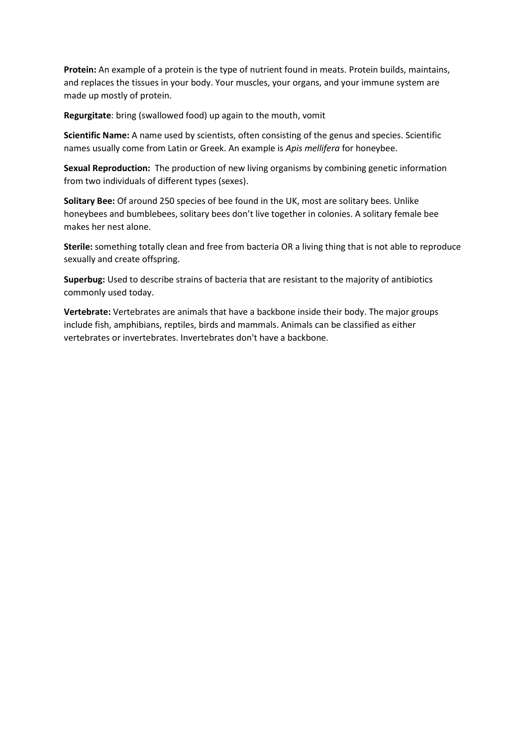**Protein:** An example of a protein is the type of nutrient found in meats. Protein builds, maintains, and replaces the tissues in your body. Your muscles, your organs, and your immune system are made up mostly of protein.

**Regurgitate**: bring (swallowed food) up again to the mouth, vomit

**Scientific Name:** A name used by scientists, often consisting of the genus and species. Scientific names usually come from Latin or Greek. An example is *Apis mellifera* for honeybee.

**Sexual Reproduction:** The production of new living organisms by combining genetic information from two individuals of different types (sexes).

**Solitary Bee:** Of around 250 species of bee found in the UK, most are solitary bees. Unlike honeybees and bumblebees, solitary bees don't live together in colonies. A solitary female bee makes her nest alone.

**Sterile:** something totally clean and free from bacteria OR a living thing that is not able to reproduce sexually and create offspring.

**Superbug:** Used to describe strains of bacteria that are resistant to the majority of antibiotics commonly used today.

**Vertebrate:** Vertebrates are animals that have a backbone inside their body. The major groups include fish, amphibians, reptiles, birds and mammals. Animals can be classified as either vertebrates or invertebrates. Invertebrates don't have a backbone.